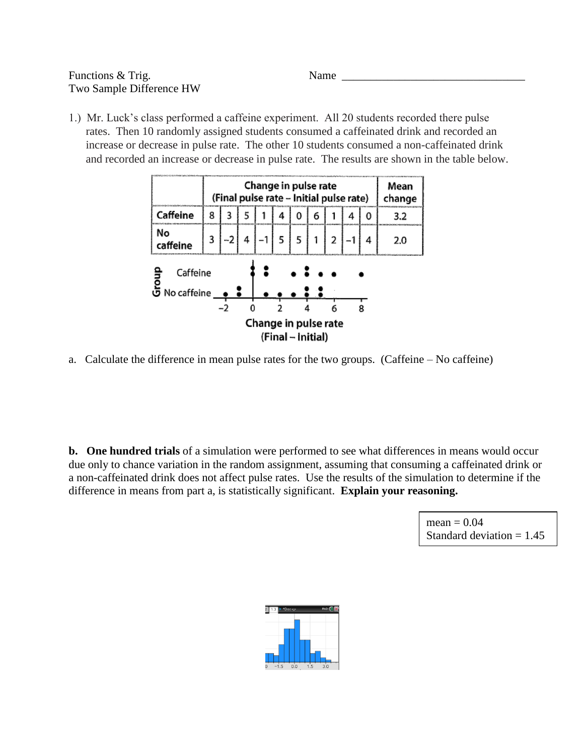Functions & Trig.
Two Sample Difference HW

Name _________________________________

1.) Mr. Luck's class performed a caffeine experiment. All 20 students recorded there pulse rates. Then 10 randomly assigned students consumed a caffeinated drink and recorded an increase or decrease in pulse rate. The other 10 students consumed a non-caffeinated drink and recorded an increase or decrease in pulse rate. The results are shown in the table below.

| | Change in pulse rate (Final pulse rate – Initial pulse rate) | | | | | | | | | | Mean change |
|---|---|---|---|---|---|---|---|---|---|---|---|
| Caffeine | 8 | 3 | 5 | 1 | 4 | 0 | 6 | 1 | 4 | 0 | 3.2 |
| No caffeine | 3 | –2 | 4 | –1 | 5 | 5 | 1 | 2 | –1 | 4 | 2.0 |

a. Calculate the difference in mean pulse rates for the two groups. (Caffeine – No caffeine)

**b. One hundred trials** of a simulation were performed to see what differences in means would occur due only to chance variation in the random assignment, assuming that consuming a caffeinated drink or a non-caffeinated drink does not affect pulse rates. Use the results of the simulation to determine if the difference in means from part a, is statistically significant. **Explain your reasoning.**

mean = 0.04
Standard deviation = 1.45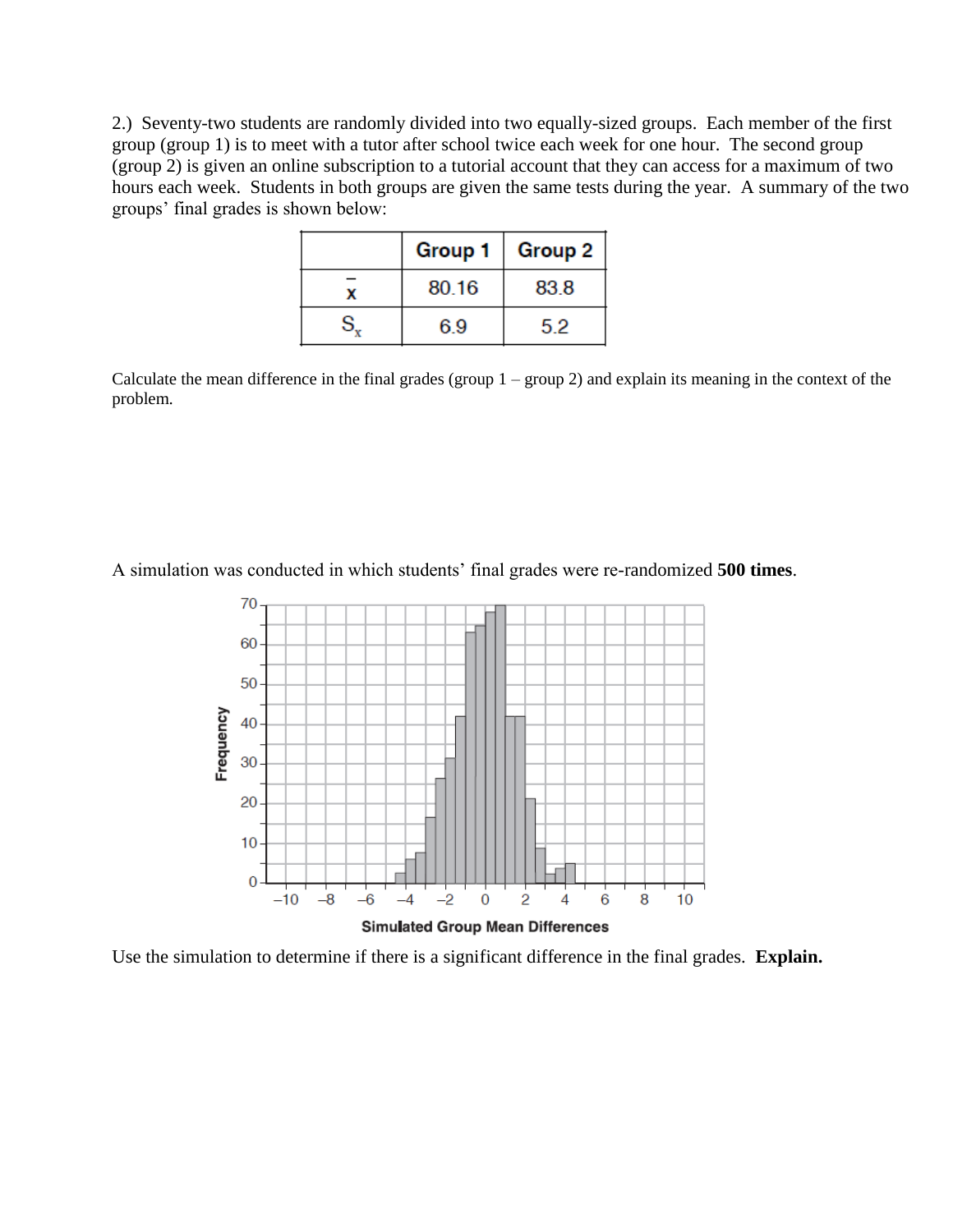2.) Seventy-two students are randomly divided into two equally-sized groups. Each member of the first group (group 1) is to meet with a tutor after school twice each week for one hour. The second group (group 2) is given an online subscription to a tutorial account that they can access for a maximum of two hours each week. Students in both groups are given the same tests during the year. A summary of the two groups' final grades is shown below:

| | Group 1 | Group 2 |
|---|---|---|
| $\bar{x}$ | 80.16 | 83.8 |
| $S_x$ | 6.9 | 5.2 |

Calculate the mean difference in the final grades (group 1 – group 2) and explain its meaning in the context of the problem.

A simulation was conducted in which students' final grades were re-randomized **500 times**.

Use the simulation to determine if there is a significant difference in the final grades. **Explain.**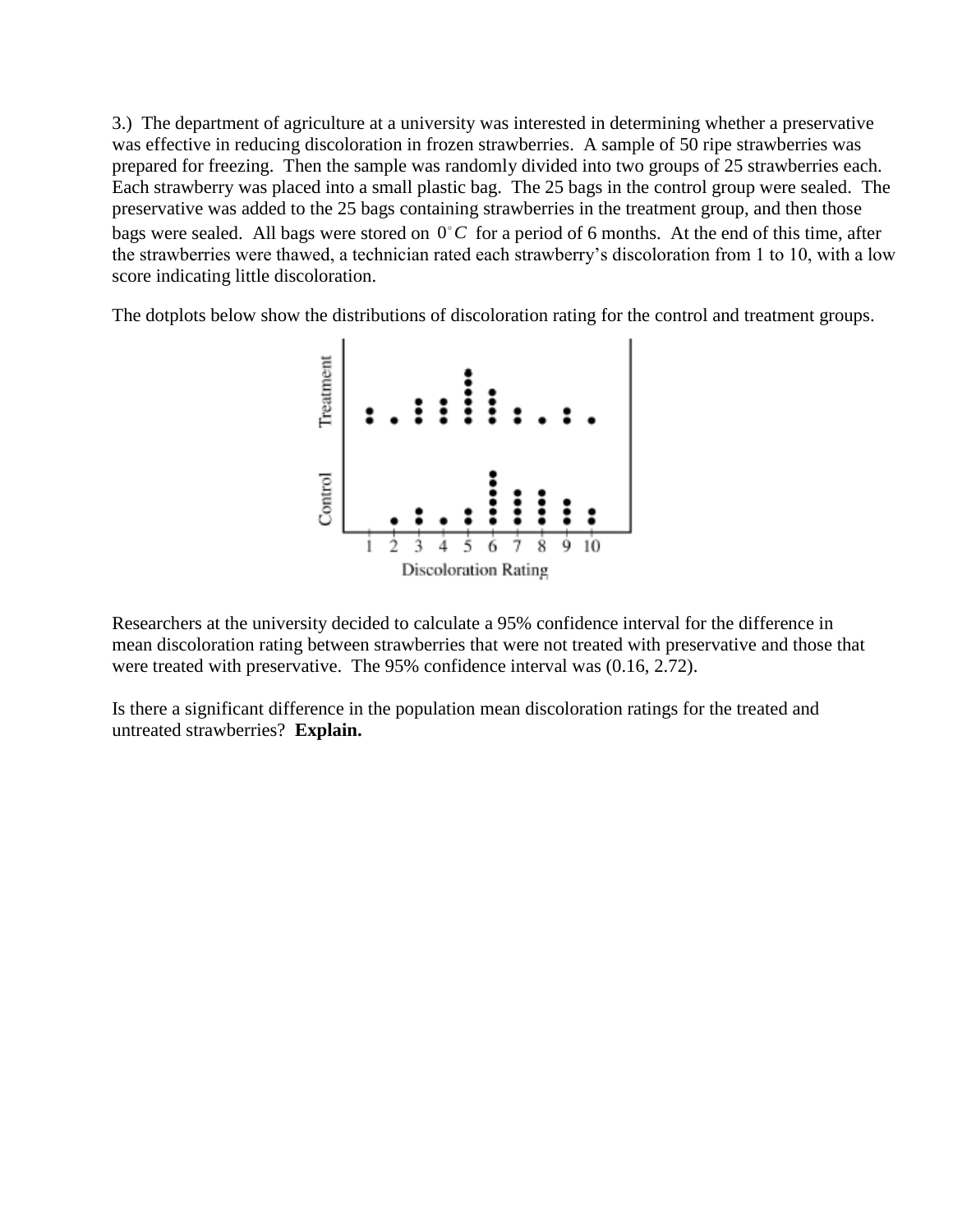3.) The department of agriculture at a university was interested in determining whether a preservative was effective in reducing discoloration in frozen strawberries. A sample of 50 ripe strawberries was prepared for freezing. Then the sample was randomly divided into two groups of 25 strawberries each. Each strawberry was placed into a small plastic bag. The 25 bags in the control group were sealed. The preservative was added to the 25 bags containing strawberries in the treatment group, and then those bags were sealed. All bags were stored on $0^\circ C$ for a period of 6 months. At the end of this time, after the strawberries were thawed, a technician rated each strawberry's discoloration from 1 to 10, with a low score indicating little discoloration.

The dotplots below show the distributions of discoloration rating for the control and treatment groups.

Researchers at the university decided to calculate a 95% confidence interval for the difference in mean discoloration rating between strawberries that were not treated with preservative and those that were treated with preservative. The 95% confidence interval was (0.16, 2.72).

Is there a significant difference in the population mean discoloration ratings for the treated and untreated strawberries? **Explain.**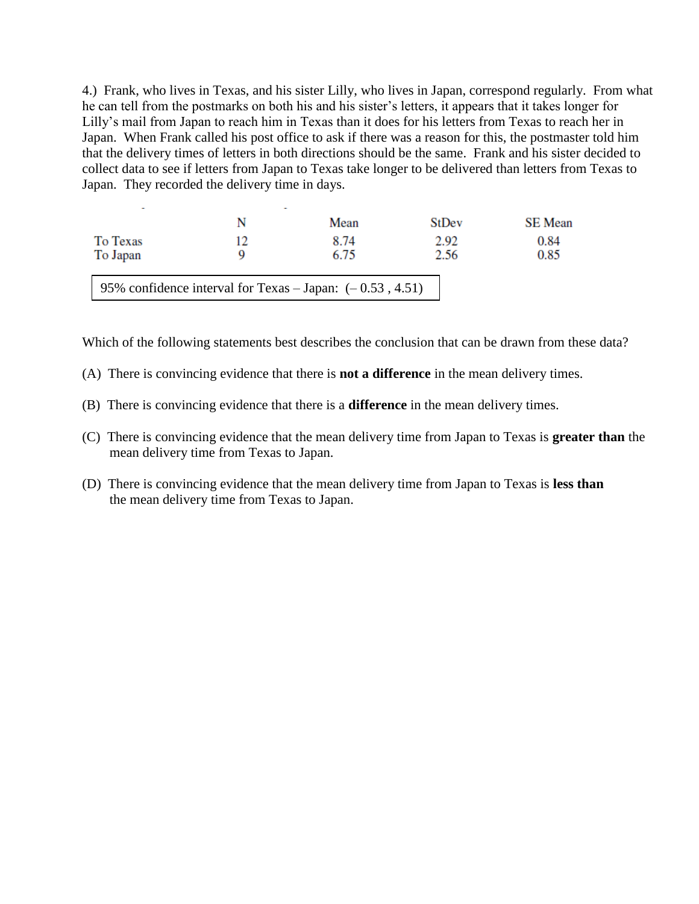4.) Frank, who lives in Texas, and his sister Lilly, who lives in Japan, correspond regularly. From what he can tell from the postmarks on both his and his sister's letters, it appears that it takes longer for Lilly's mail from Japan to reach him in Texas than it does for his letters from Texas to reach her in Japan. When Frank called his post office to ask if there was a reason for this, the postmaster told him that the delivery times of letters in both directions should be the same. Frank and his sister decided to collect data to see if letters from Japan to Texas take longer to be delivered than letters from Texas to Japan. They recorded the delivery time in days.

| | N | Mean | StDev | SE Mean |
|---|---|---|---|---|
| To Texas | 12 | 8.74 | 2.92 | 0.84 |
| To Japan | 9 | 6.75 | 2.56 | 0.85 |

95% confidence interval for Texas – Japan: (– 0.53 , 4.51)

Which of the following statements best describes the conclusion that can be drawn from these data?

(A) There is convincing evidence that there is **not a difference** in the mean delivery times.

(B) There is convincing evidence that there is a **difference** in the mean delivery times.

(C) There is convincing evidence that the mean delivery time from Japan to Texas is **greater than** the mean delivery time from Texas to Japan.

(D) There is convincing evidence that the mean delivery time from Japan to Texas is **less than** the mean delivery time from Texas to Japan.